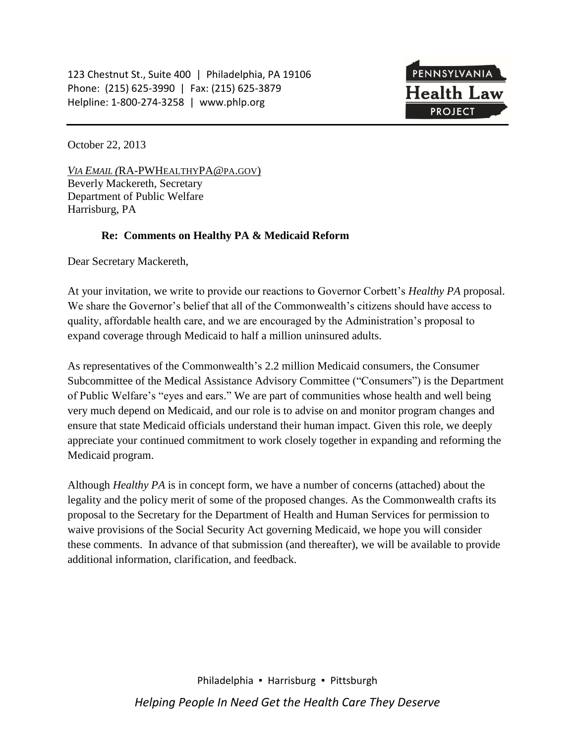123 Chestnut St., Suite 400 | Philadelphia, PA 19106
Phone: (215) 625-3990 | Fax: (215) 625-3879
Helpline: 1-800-274-3258 | www.phlp.org

PENNSYLVANIA **Health Law** PROJECT

October 22, 2013

*Via Email* (RA-PWHealthyPA@pa.gov)
Beverly Mackereth, Secretary
Department of Public Welfare
Harrisburg, PA

**Re: Comments on Healthy PA & Medicaid Reform**

Dear Secretary Mackereth,

At your invitation, we write to provide our reactions to Governor Corbett's *Healthy PA* proposal. We share the Governor's belief that all of the Commonwealth's citizens should have access to quality, affordable health care, and we are encouraged by the Administration's proposal to expand coverage through Medicaid to half a million uninsured adults.

As representatives of the Commonwealth's 2.2 million Medicaid consumers, the Consumer Subcommittee of the Medical Assistance Advisory Committee ("Consumers") is the Department of Public Welfare's "eyes and ears." We are part of communities whose health and well being very much depend on Medicaid, and our role is to advise on and monitor program changes and ensure that state Medicaid officials understand their human impact. Given this role, we deeply appreciate your continued commitment to work closely together in expanding and reforming the Medicaid program.

Although *Healthy PA* is in concept form, we have a number of concerns (attached) about the legality and the policy merit of some of the proposed changes. As the Commonwealth crafts its proposal to the Secretary for the Department of Health and Human Services for permission to waive provisions of the Social Security Act governing Medicaid, we hope you will consider these comments. In advance of that submission (and thereafter), we will be available to provide additional information, clarification, and feedback.

Philadelphia ▪ Harrisburg ▪ Pittsburgh

*Helping People In Need Get the Health Care They Deserve*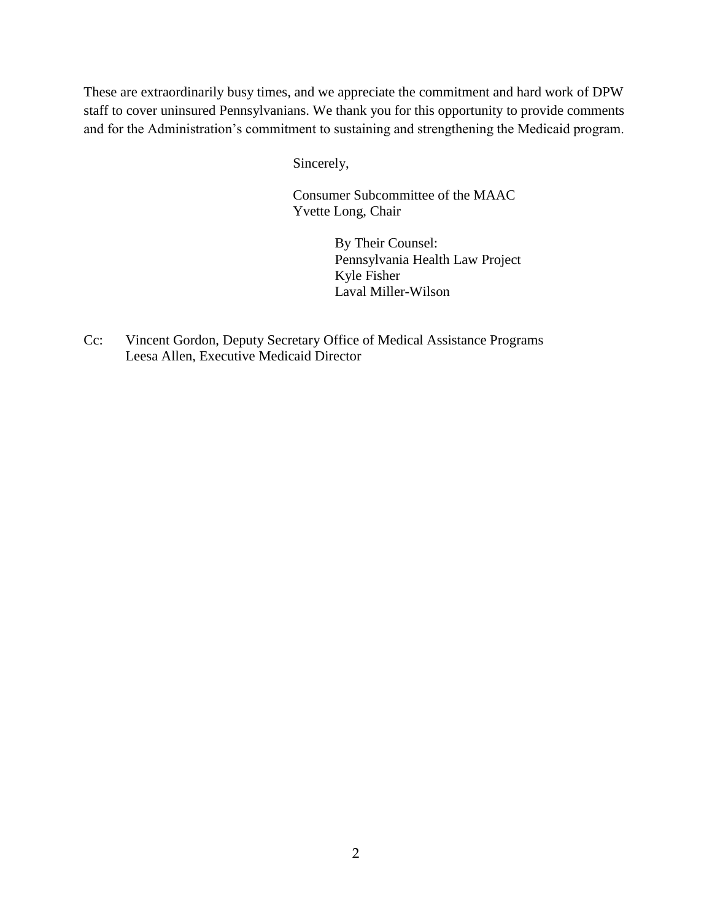These are extraordinarily busy times, and we appreciate the commitment and hard work of DPW staff to cover uninsured Pennsylvanians. We thank you for this opportunity to provide comments and for the Administration's commitment to sustaining and strengthening the Medicaid program.

Sincerely,

Consumer Subcommittee of the MAAC
Yvette Long, Chair

By Their Counsel:
Pennsylvania Health Law Project
Kyle Fisher
Laval Miller-Wilson

Cc: Vincent Gordon, Deputy Secretary Office of Medical Assistance Programs
Leesa Allen, Executive Medicaid Director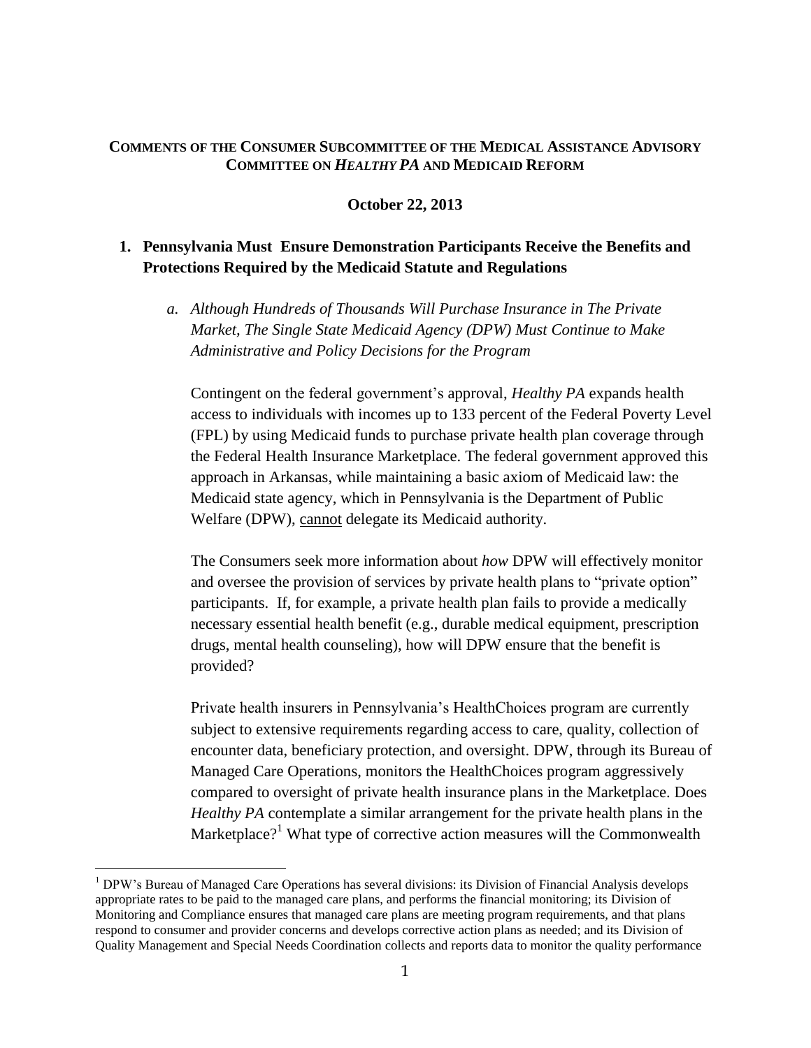**COMMENTS OF THE CONSUMER SUBCOMMITTEE OF THE MEDICAL ASSISTANCE ADVISORY COMMITTEE ON *HEALTHY PA* AND MEDICAID REFORM**

**October 22, 2013**

## 1. Pennsylvania Must Ensure Demonstration Participants Receive the Benefits and Protections Required by the Medicaid Statute and Regulations

### *a. Although Hundreds of Thousands Will Purchase Insurance in The Private Market, The Single State Medicaid Agency (DPW) Must Continue to Make Administrative and Policy Decisions for the Program*

Contingent on the federal government's approval, *Healthy PA* expands health access to individuals with incomes up to 133 percent of the Federal Poverty Level (FPL) by using Medicaid funds to purchase private health plan coverage through the Federal Health Insurance Marketplace. The federal government approved this approach in Arkansas, while maintaining a basic axiom of Medicaid law: the Medicaid state agency, which in Pennsylvania is the Department of Public Welfare (DPW), <u>cannot</u> delegate its Medicaid authority.

The Consumers seek more information about *how* DPW will effectively monitor and oversee the provision of services by private health plans to "private option" participants. If, for example, a private health plan fails to provide a medically necessary essential health benefit (e.g., durable medical equipment, prescription drugs, mental health counseling), how will DPW ensure that the benefit is provided?

Private health insurers in Pennsylvania's HealthChoices program are currently subject to extensive requirements regarding access to care, quality, collection of encounter data, beneficiary protection, and oversight. DPW, through its Bureau of Managed Care Operations, monitors the HealthChoices program aggressively compared to oversight of private health insurance plans in the Marketplace. Does *Healthy PA* contemplate a similar arrangement for the private health plans in the Marketplace?[1] What type of corrective action measures will the Commonwealth

[1] DPW's Bureau of Managed Care Operations has several divisions: its Division of Financial Analysis develops appropriate rates to be paid to the managed care plans, and performs the financial monitoring; its Division of Monitoring and Compliance ensures that managed care plans are meeting program requirements, and that plans respond to consumer and provider concerns and develops corrective action plans as needed; and its Division of Quality Management and Special Needs Coordination collects and reports data to monitor the quality performance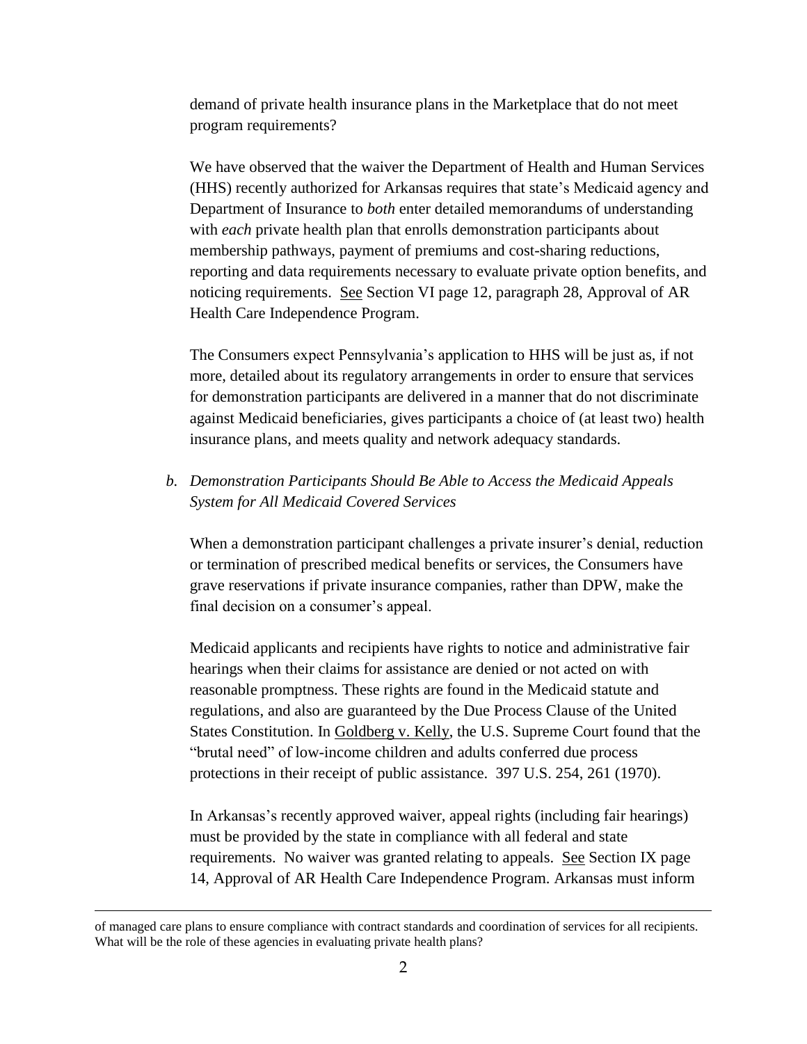demand of private health insurance plans in the Marketplace that do not meet program requirements?

We have observed that the waiver the Department of Health and Human Services (HHS) recently authorized for Arkansas requires that state's Medicaid agency and Department of Insurance to *both* enter detailed memorandums of understanding with *each* private health plan that enrolls demonstration participants about membership pathways, payment of premiums and cost-sharing reductions, reporting and data requirements necessary to evaluate private option benefits, and noticing requirements. See Section VI page 12, paragraph 28, Approval of AR Health Care Independence Program.

The Consumers expect Pennsylvania's application to HHS will be just as, if not more, detailed about its regulatory arrangements in order to ensure that services for demonstration participants are delivered in a manner that do not discriminate against Medicaid beneficiaries, gives participants a choice of (at least two) health insurance plans, and meets quality and network adequacy standards.

*b. Demonstration Participants Should Be Able to Access the Medicaid Appeals System for All Medicaid Covered Services*

When a demonstration participant challenges a private insurer's denial, reduction or termination of prescribed medical benefits or services, the Consumers have grave reservations if private insurance companies, rather than DPW, make the final decision on a consumer's appeal.

Medicaid applicants and recipients have rights to notice and administrative fair hearings when their claims for assistance are denied or not acted on with reasonable promptness. These rights are found in the Medicaid statute and regulations, and also are guaranteed by the Due Process Clause of the United States Constitution. In Goldberg v. Kelly, the U.S. Supreme Court found that the "brutal need" of low-income children and adults conferred due process protections in their receipt of public assistance. 397 U.S. 254, 261 (1970).

In Arkansas's recently approved waiver, appeal rights (including fair hearings) must be provided by the state in compliance with all federal and state requirements. No waiver was granted relating to appeals. See Section IX page 14, Approval of AR Health Care Independence Program. Arkansas must inform

of managed care plans to ensure compliance with contract standards and coordination of services for all recipients. What will be the role of these agencies in evaluating private health plans?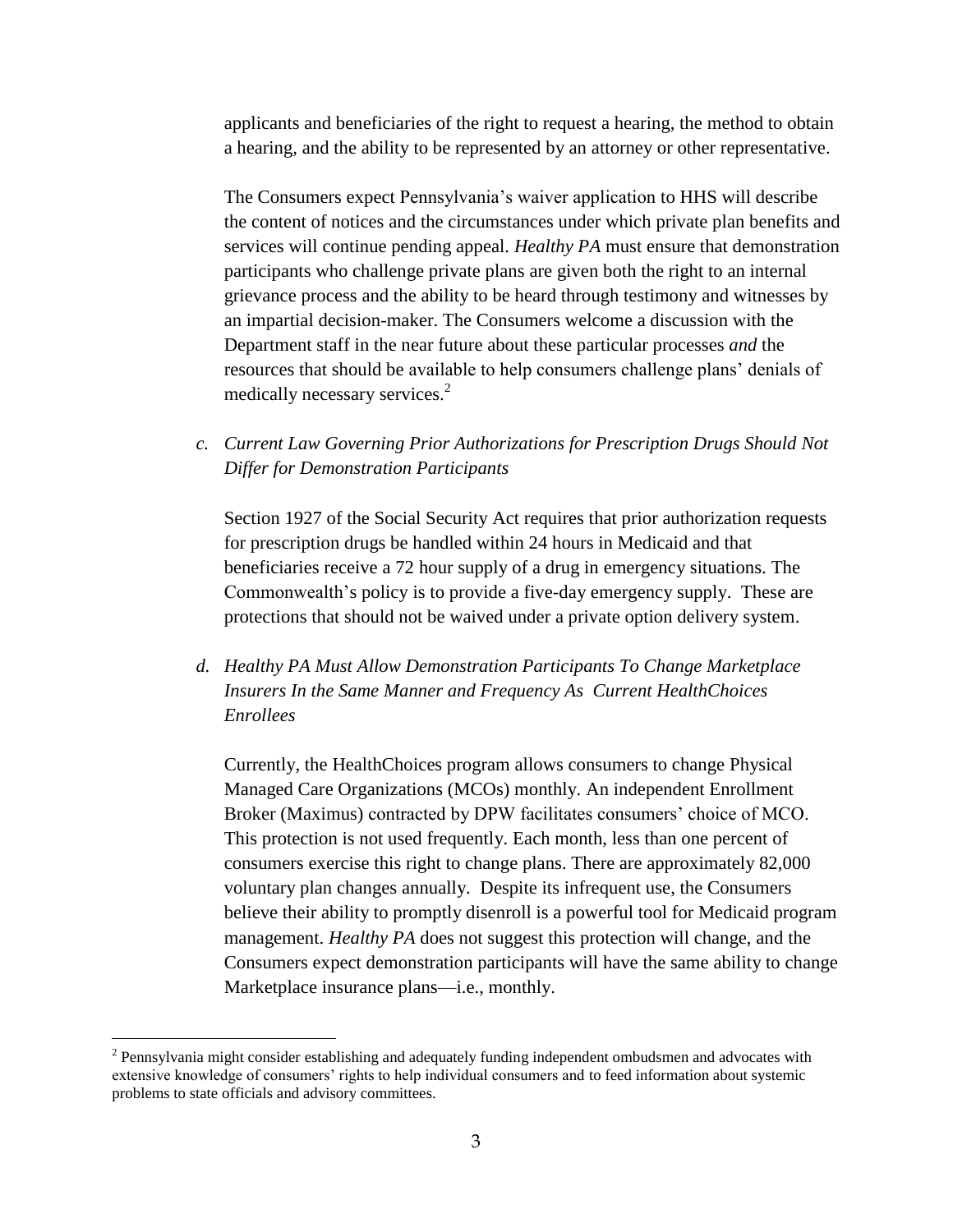applicants and beneficiaries of the right to request a hearing, the method to obtain a hearing, and the ability to be represented by an attorney or other representative.

The Consumers expect Pennsylvania's waiver application to HHS will describe the content of notices and the circumstances under which private plan benefits and services will continue pending appeal. *Healthy PA* must ensure that demonstration participants who challenge private plans are given both the right to an internal grievance process and the ability to be heard through testimony and witnesses by an impartial decision-maker. The Consumers welcome a discussion with the Department staff in the near future about these particular processes *and* the resources that should be available to help consumers challenge plans' denials of medically necessary services.[2]

*c. Current Law Governing Prior Authorizations for Prescription Drugs Should Not Differ for Demonstration Participants*

Section 1927 of the Social Security Act requires that prior authorization requests for prescription drugs be handled within 24 hours in Medicaid and that beneficiaries receive a 72 hour supply of a drug in emergency situations. The Commonwealth's policy is to provide a five-day emergency supply. These are protections that should not be waived under a private option delivery system.

*d. Healthy PA Must Allow Demonstration Participants To Change Marketplace Insurers In the Same Manner and Frequency As Current HealthChoices Enrollees*

Currently, the HealthChoices program allows consumers to change Physical Managed Care Organizations (MCOs) monthly. An independent Enrollment Broker (Maximus) contracted by DPW facilitates consumers' choice of MCO. This protection is not used frequently. Each month, less than one percent of consumers exercise this right to change plans. There are approximately 82,000 voluntary plan changes annually. Despite its infrequent use, the Consumers believe their ability to promptly disenroll is a powerful tool for Medicaid program management. *Healthy PA* does not suggest this protection will change, and the Consumers expect demonstration participants will have the same ability to change Marketplace insurance plans—i.e., monthly.

[2] Pennsylvania might consider establishing and adequately funding independent ombudsmen and advocates with extensive knowledge of consumers' rights to help individual consumers and to feed information about systemic problems to state officials and advisory committees.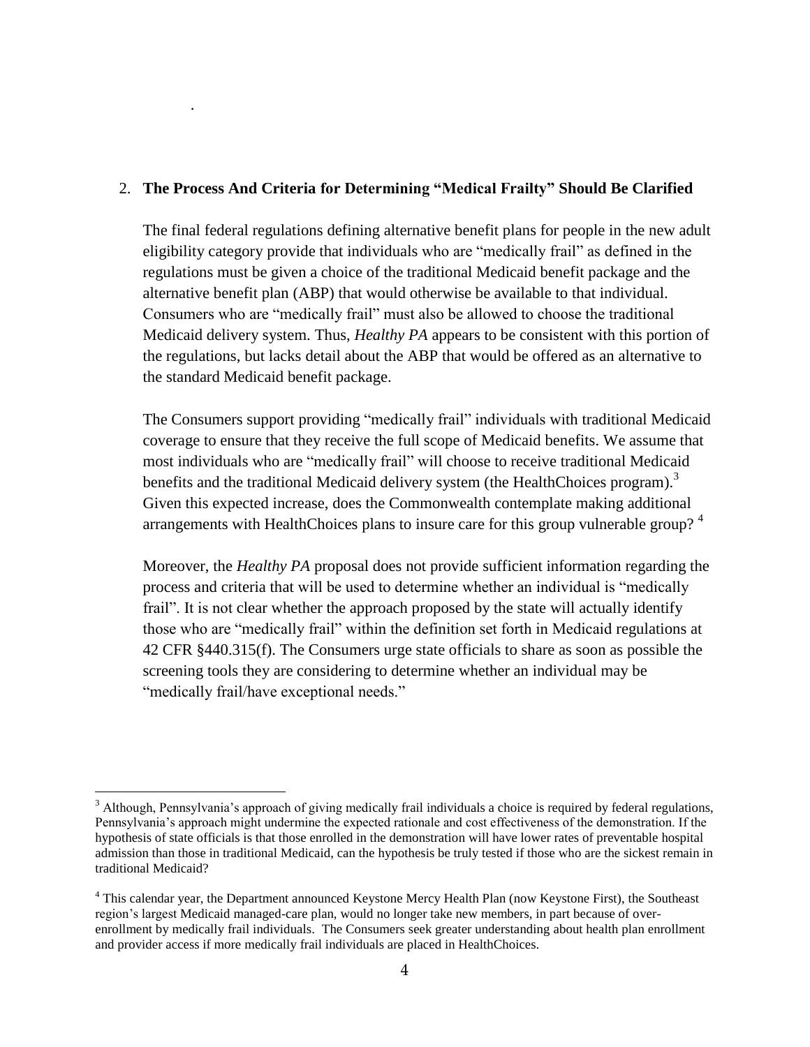2. **The Process And Criteria for Determining "Medical Frailty" Should Be Clarified**

   The final federal regulations defining alternative benefit plans for people in the new adult eligibility category provide that individuals who are "medically frail" as defined in the regulations must be given a choice of the traditional Medicaid benefit package and the alternative benefit plan (ABP) that would otherwise be available to that individual. Consumers who are "medically frail" must also be allowed to choose the traditional Medicaid delivery system. Thus, *Healthy PA* appears to be consistent with this portion of the regulations, but lacks detail about the ABP that would be offered as an alternative to the standard Medicaid benefit package.

   The Consumers support providing "medically frail" individuals with traditional Medicaid coverage to ensure that they receive the full scope of Medicaid benefits. We assume that most individuals who are "medically frail" will choose to receive traditional Medicaid benefits and the traditional Medicaid delivery system (the HealthChoices program).[3] Given this expected increase, does the Commonwealth contemplate making additional arrangements with HealthChoices plans to insure care for this group vulnerable group? [4]

   Moreover, the *Healthy PA* proposal does not provide sufficient information regarding the process and criteria that will be used to determine whether an individual is "medically frail". It is not clear whether the approach proposed by the state will actually identify those who are "medically frail" within the definition set forth in Medicaid regulations at 42 CFR §440.315(f). The Consumers urge state officials to share as soon as possible the screening tools they are considering to determine whether an individual may be "medically frail/have exceptional needs."

---

[3] Although, Pennsylvania's approach of giving medically frail individuals a choice is required by federal regulations, Pennsylvania's approach might undermine the expected rationale and cost effectiveness of the demonstration. If the hypothesis of state officials is that those enrolled in the demonstration will have lower rates of preventable hospital admission than those in traditional Medicaid, can the hypothesis be truly tested if those who are the sickest remain in traditional Medicaid?

[4] This calendar year, the Department announced Keystone Mercy Health Plan (now Keystone First), the Southeast region's largest Medicaid managed-care plan, would no longer take new members, in part because of over-enrollment by medically frail individuals. The Consumers seek greater understanding about health plan enrollment and provider access if more medically frail individuals are placed in HealthChoices.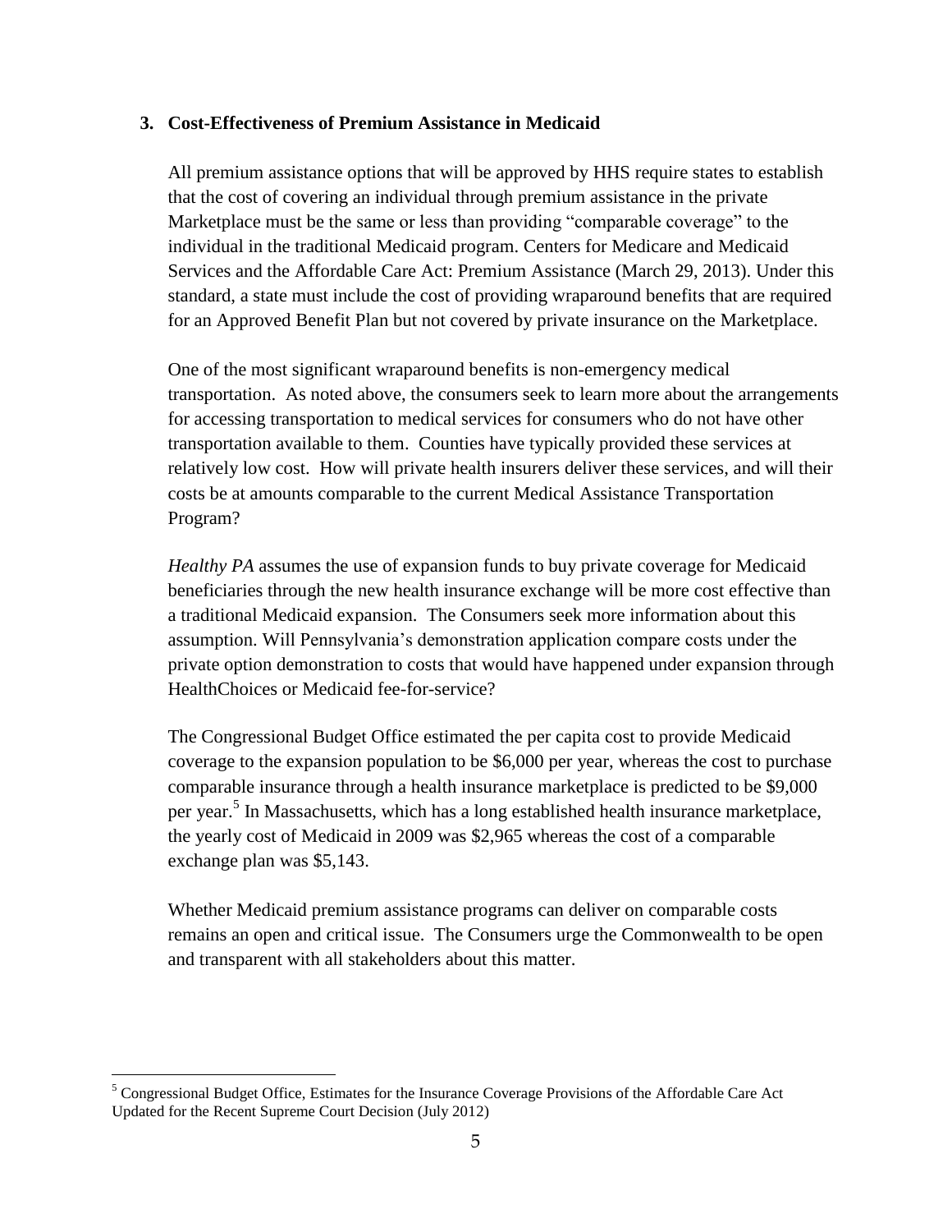### 3. Cost-Effectiveness of Premium Assistance in Medicaid

All premium assistance options that will be approved by HHS require states to establish that the cost of covering an individual through premium assistance in the private Marketplace must be the same or less than providing "comparable coverage" to the individual in the traditional Medicaid program. Centers for Medicare and Medicaid Services and the Affordable Care Act: Premium Assistance (March 29, 2013). Under this standard, a state must include the cost of providing wraparound benefits that are required for an Approved Benefit Plan but not covered by private insurance on the Marketplace.

One of the most significant wraparound benefits is non-emergency medical transportation. As noted above, the consumers seek to learn more about the arrangements for accessing transportation to medical services for consumers who do not have other transportation available to them. Counties have typically provided these services at relatively low cost. How will private health insurers deliver these services, and will their costs be at amounts comparable to the current Medical Assistance Transportation Program?

*Healthy PA* assumes the use of expansion funds to buy private coverage for Medicaid beneficiaries through the new health insurance exchange will be more cost effective than a traditional Medicaid expansion. The Consumers seek more information about this assumption. Will Pennsylvania's demonstration application compare costs under the private option demonstration to costs that would have happened under expansion through HealthChoices or Medicaid fee-for-service?

The Congressional Budget Office estimated the per capita cost to provide Medicaid coverage to the expansion population to be $6,000 per year, whereas the cost to purchase comparable insurance through a health insurance marketplace is predicted to be $9,000 per year.[5] In Massachusetts, which has a long established health insurance marketplace, the yearly cost of Medicaid in 2009 was $2,965 whereas the cost of a comparable exchange plan was $5,143.

Whether Medicaid premium assistance programs can deliver on comparable costs remains an open and critical issue. The Consumers urge the Commonwealth to be open and transparent with all stakeholders about this matter.

---

[5] Congressional Budget Office, Estimates for the Insurance Coverage Provisions of the Affordable Care Act Updated for the Recent Supreme Court Decision (July 2012)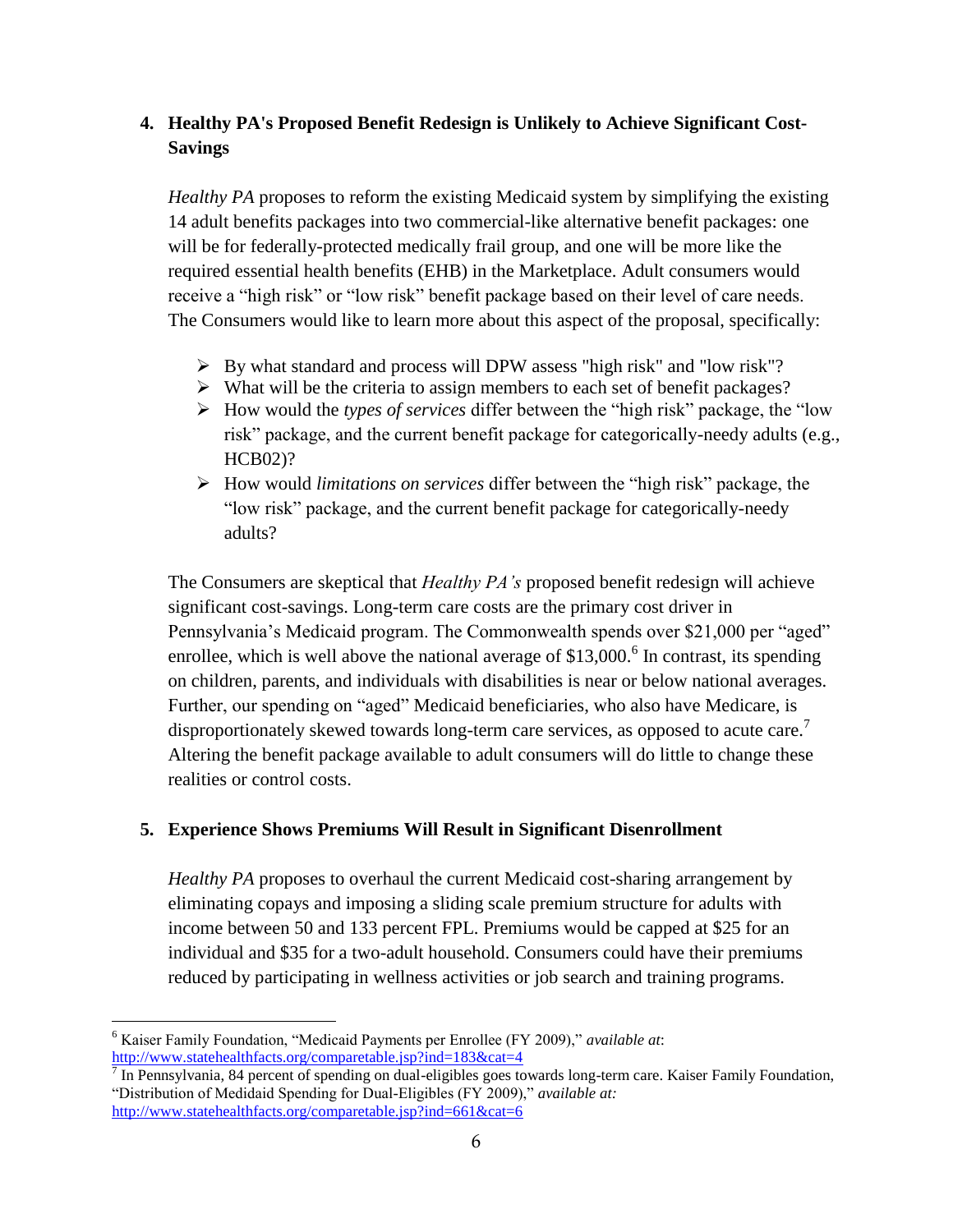## 4. Healthy PA's Proposed Benefit Redesign is Unlikely to Achieve Significant Cost-Savings

*Healthy PA* proposes to reform the existing Medicaid system by simplifying the existing 14 adult benefits packages into two commercial-like alternative benefit packages: one will be for federally-protected medically frail group, and one will be more like the required essential health benefits (EHB) in the Marketplace. Adult consumers would receive a "high risk" or "low risk" benefit package based on their level of care needs. The Consumers would like to learn more about this aspect of the proposal, specifically:

- By what standard and process will DPW assess "high risk" and "low risk"?
- What will be the criteria to assign members to each set of benefit packages?
- How would the *types of services* differ between the "high risk" package, the "low risk" package, and the current benefit package for categorically-needy adults (e.g., HCB02)?
- How would *limitations on services* differ between the "high risk" package, the "low risk" package, and the current benefit package for categorically-needy adults?

The Consumers are skeptical that *Healthy PA's* proposed benefit redesign will achieve significant cost-savings. Long-term care costs are the primary cost driver in Pennsylvania's Medicaid program. The Commonwealth spends over $21,000 per "aged" enrollee, which is well above the national average of $13,000.[6] In contrast, its spending on children, parents, and individuals with disabilities is near or below national averages. Further, our spending on "aged" Medicaid beneficiaries, who also have Medicare, is disproportionately skewed towards long-term care services, as opposed to acute care.[7] Altering the benefit package available to adult consumers will do little to change these realities or control costs.

## 5. Experience Shows Premiums Will Result in Significant Disenrollment

*Healthy PA* proposes to overhaul the current Medicaid cost-sharing arrangement by eliminating copays and imposing a sliding scale premium structure for adults with income between 50 and 133 percent FPL. Premiums would be capped at $25 for an individual and $35 for a two-adult household. Consumers could have their premiums reduced by participating in wellness activities or job search and training programs.

---

[6] Kaiser Family Foundation, "Medicaid Payments per Enrollee (FY 2009)," *available at*: http://www.statehealthfacts.org/comparetable.jsp?ind=183&cat=4

[7] In Pennsylvania, 84 percent of spending on dual-eligibles goes towards long-term care. Kaiser Family Foundation, "Distribution of Medidaid Spending for Dual-Eligibles (FY 2009)," *available at:* http://www.statehealthfacts.org/comparetable.jsp?ind=661&cat=6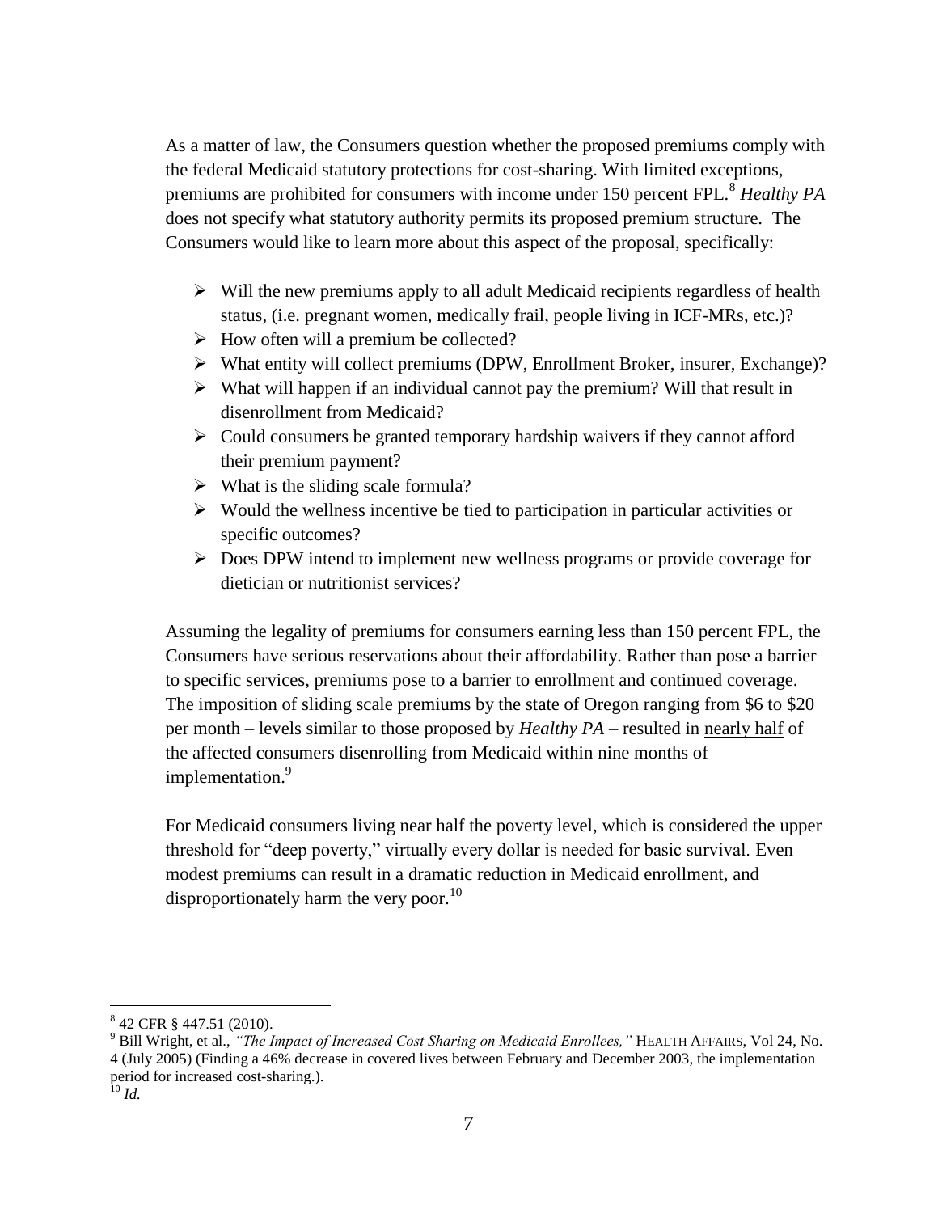As a matter of law, the Consumers question whether the proposed premiums comply with the federal Medicaid statutory protections for cost-sharing. With limited exceptions, premiums are prohibited for consumers with income under 150 percent FPL.[8] *Healthy PA* does not specify what statutory authority permits its proposed premium structure. The Consumers would like to learn more about this aspect of the proposal, specifically:

- Will the new premiums apply to all adult Medicaid recipients regardless of health status, (i.e. pregnant women, medically frail, people living in ICF-MRs, etc.)?
- How often will a premium be collected?
- What entity will collect premiums (DPW, Enrollment Broker, insurer, Exchange)?
- What will happen if an individual cannot pay the premium? Will that result in disenrollment from Medicaid?
- Could consumers be granted temporary hardship waivers if they cannot afford their premium payment?
- What is the sliding scale formula?
- Would the wellness incentive be tied to participation in particular activities or specific outcomes?
- Does DPW intend to implement new wellness programs or provide coverage for dietician or nutritionist services?

Assuming the legality of premiums for consumers earning less than 150 percent FPL, the Consumers have serious reservations about their affordability. Rather than pose a barrier to specific services, premiums pose to a barrier to enrollment and continued coverage. The imposition of sliding scale premiums by the state of Oregon ranging from $6 to $20 per month – levels similar to those proposed by *Healthy PA* – resulted in <u>nearly half</u> of the affected consumers disenrolling from Medicaid within nine months of implementation.[9]

For Medicaid consumers living near half the poverty level, which is considered the upper threshold for "deep poverty," virtually every dollar is needed for basic survival. Even modest premiums can result in a dramatic reduction in Medicaid enrollment, and disproportionately harm the very poor.[10]

---

[8] 42 CFR § 447.51 (2010).

[9] Bill Wright, et al., *"The Impact of Increased Cost Sharing on Medicaid Enrollees,"* HEALTH AFFAIRS, Vol 24, No. 4 (July 2005) (Finding a 46% decrease in covered lives between February and December 2003, the implementation period for increased cost-sharing.).

[10] *Id.*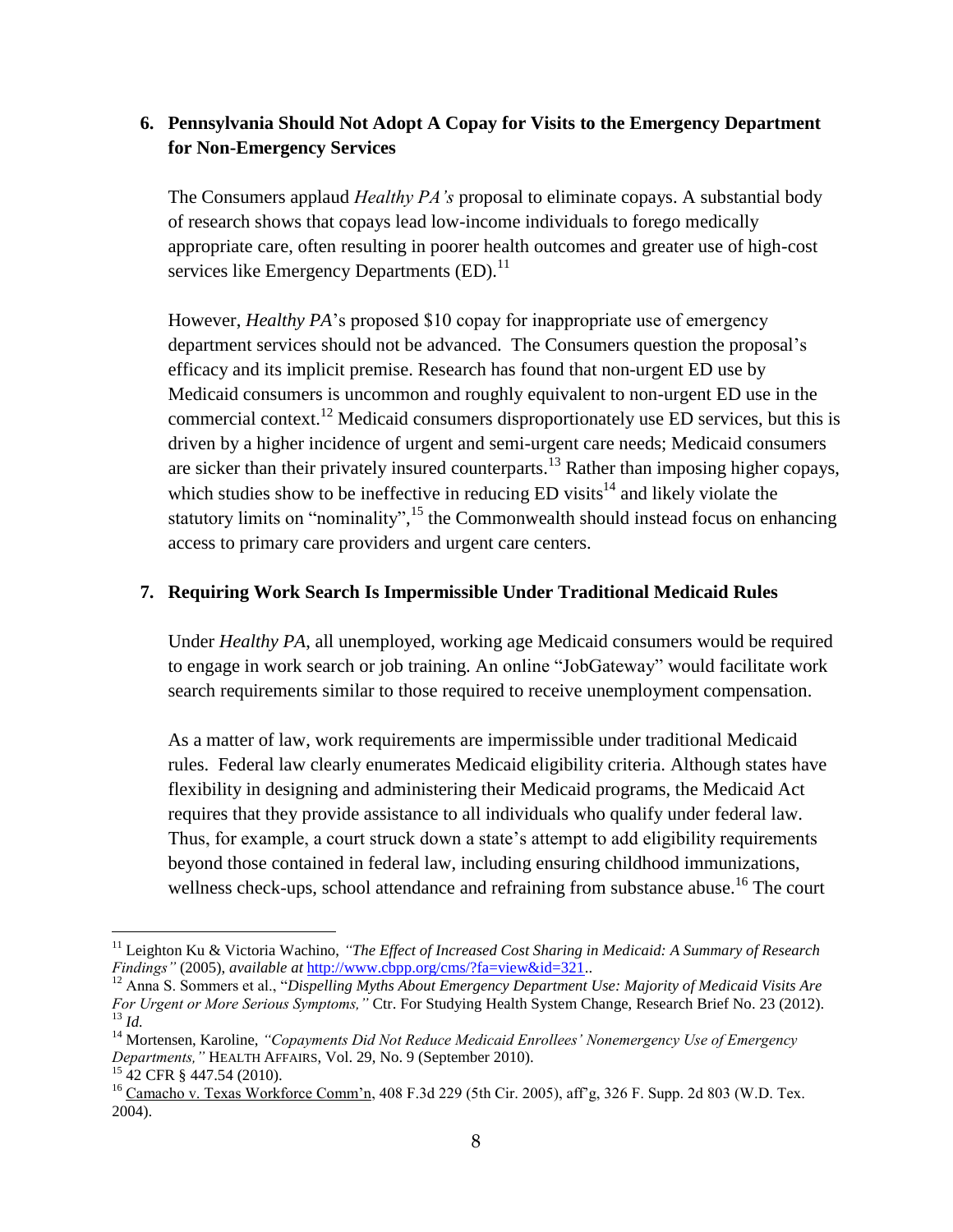## 6. Pennsylvania Should Not Adopt A Copay for Visits to the Emergency Department for Non-Emergency Services

The Consumers applaud *Healthy PA's* proposal to eliminate copays. A substantial body of research shows that copays lead low-income individuals to forego medically appropriate care, often resulting in poorer health outcomes and greater use of high-cost services like Emergency Departments (ED).[11]

However, *Healthy PA*'s proposed $10 copay for inappropriate use of emergency department services should not be advanced. The Consumers question the proposal's efficacy and its implicit premise. Research has found that non-urgent ED use by Medicaid consumers is uncommon and roughly equivalent to non-urgent ED use in the commercial context.[12] Medicaid consumers disproportionately use ED services, but this is driven by a higher incidence of urgent and semi-urgent care needs; Medicaid consumers are sicker than their privately insured counterparts.[13] Rather than imposing higher copays, which studies show to be ineffective in reducing ED visits[14] and likely violate the statutory limits on "nominality",[15] the Commonwealth should instead focus on enhancing access to primary care providers and urgent care centers.

## 7. Requiring Work Search Is Impermissible Under Traditional Medicaid Rules

Under *Healthy PA*, all unemployed, working age Medicaid consumers would be required to engage in work search or job training. An online "JobGateway" would facilitate work search requirements similar to those required to receive unemployment compensation.

As a matter of law, work requirements are impermissible under traditional Medicaid rules. Federal law clearly enumerates Medicaid eligibility criteria. Although states have flexibility in designing and administering their Medicaid programs, the Medicaid Act requires that they provide assistance to all individuals who qualify under federal law. Thus, for example, a court struck down a state's attempt to add eligibility requirements beyond those contained in federal law, including ensuring childhood immunizations, wellness check-ups, school attendance and refraining from substance abuse.[16] The court

---

[11] Leighton Ku & Victoria Wachino, *"The Effect of Increased Cost Sharing in Medicaid: A Summary of Research Findings"* (2005), *available at* http://www.cbpp.org/cms/?fa=view&id=321..

[12] Anna S. Sommers et al., "*Dispelling Myths About Emergency Department Use: Majority of Medicaid Visits Are For Urgent or More Serious Symptoms,"* Ctr. For Studying Health System Change, Research Brief No. 23 (2012).

[13] *Id.*

[14] Mortensen, Karoline, *"Copayments Did Not Reduce Medicaid Enrollees' Nonemergency Use of Emergency Departments,"* HEALTH AFFAIRS, Vol. 29, No. 9 (September 2010).

[15] 42 CFR § 447.54 (2010).

[16] Camacho v. Texas Workforce Comm'n, 408 F.3d 229 (5th Cir. 2005), aff'g, 326 F. Supp. 2d 803 (W.D. Tex. 2004).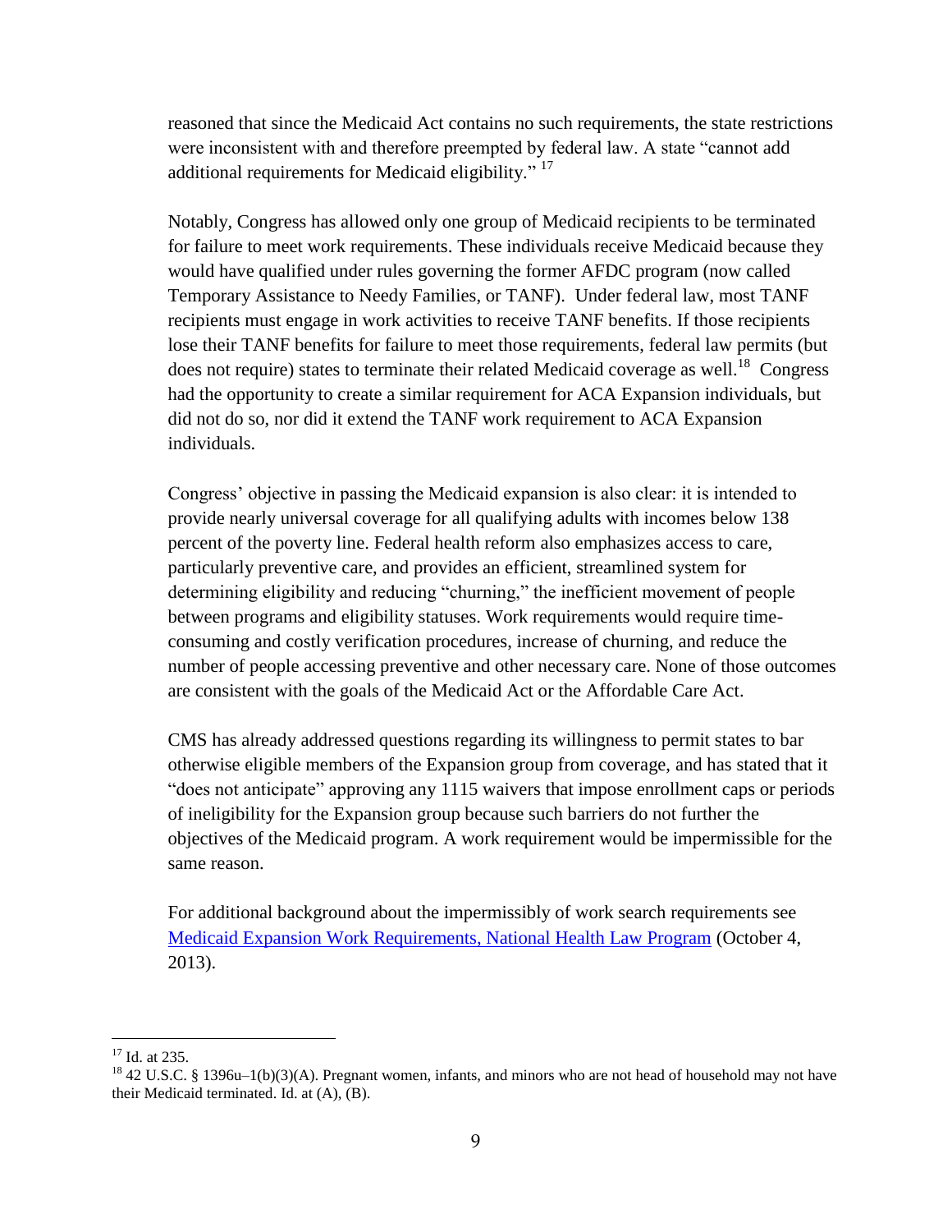reasoned that since the Medicaid Act contains no such requirements, the state restrictions were inconsistent with and therefore preempted by federal law. A state "cannot add additional requirements for Medicaid eligibility." [17]

Notably, Congress has allowed only one group of Medicaid recipients to be terminated for failure to meet work requirements. These individuals receive Medicaid because they would have qualified under rules governing the former AFDC program (now called Temporary Assistance to Needy Families, or TANF). Under federal law, most TANF recipients must engage in work activities to receive TANF benefits. If those recipients lose their TANF benefits for failure to meet those requirements, federal law permits (but does not require) states to terminate their related Medicaid coverage as well.[18] Congress had the opportunity to create a similar requirement for ACA Expansion individuals, but did not do so, nor did it extend the TANF work requirement to ACA Expansion individuals.

Congress' objective in passing the Medicaid expansion is also clear: it is intended to provide nearly universal coverage for all qualifying adults with incomes below 138 percent of the poverty line. Federal health reform also emphasizes access to care, particularly preventive care, and provides an efficient, streamlined system for determining eligibility and reducing "churning," the inefficient movement of people between programs and eligibility statuses. Work requirements would require time-consuming and costly verification procedures, increase of churning, and reduce the number of people accessing preventive and other necessary care. None of those outcomes are consistent with the goals of the Medicaid Act or the Affordable Care Act.

CMS has already addressed questions regarding its willingness to permit states to bar otherwise eligible members of the Expansion group from coverage, and has stated that it "does not anticipate" approving any 1115 waivers that impose enrollment caps or periods of ineligibility for the Expansion group because such barriers do not further the objectives of the Medicaid program. A work requirement would be impermissible for the same reason.

For additional background about the impermissibly of work search requirements see [Medicaid Expansion Work Requirements, National Health Law Program](#) (October 4, 2013).

---

[17] Id. at 235.

[18] 42 U.S.C. § 1396u–1(b)(3)(A). Pregnant women, infants, and minors who are not head of household may not have their Medicaid terminated. Id. at (A), (B).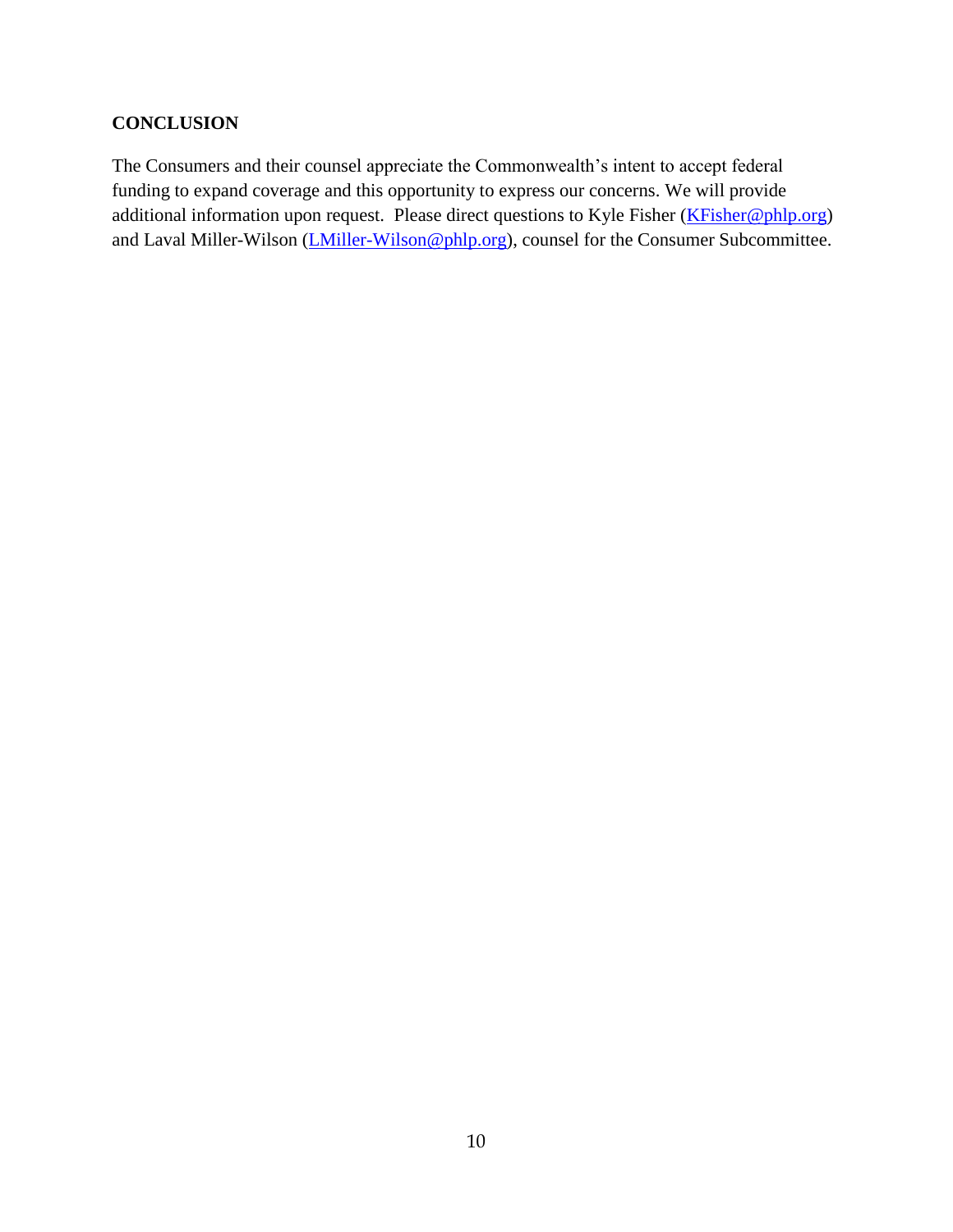**CONCLUSION**

The Consumers and their counsel appreciate the Commonwealth's intent to accept federal funding to expand coverage and this opportunity to express our concerns. We will provide additional information upon request. Please direct questions to Kyle Fisher (KFisher@phlp.org) and Laval Miller-Wilson (LMiller-Wilson@phlp.org), counsel for the Consumer Subcommittee.